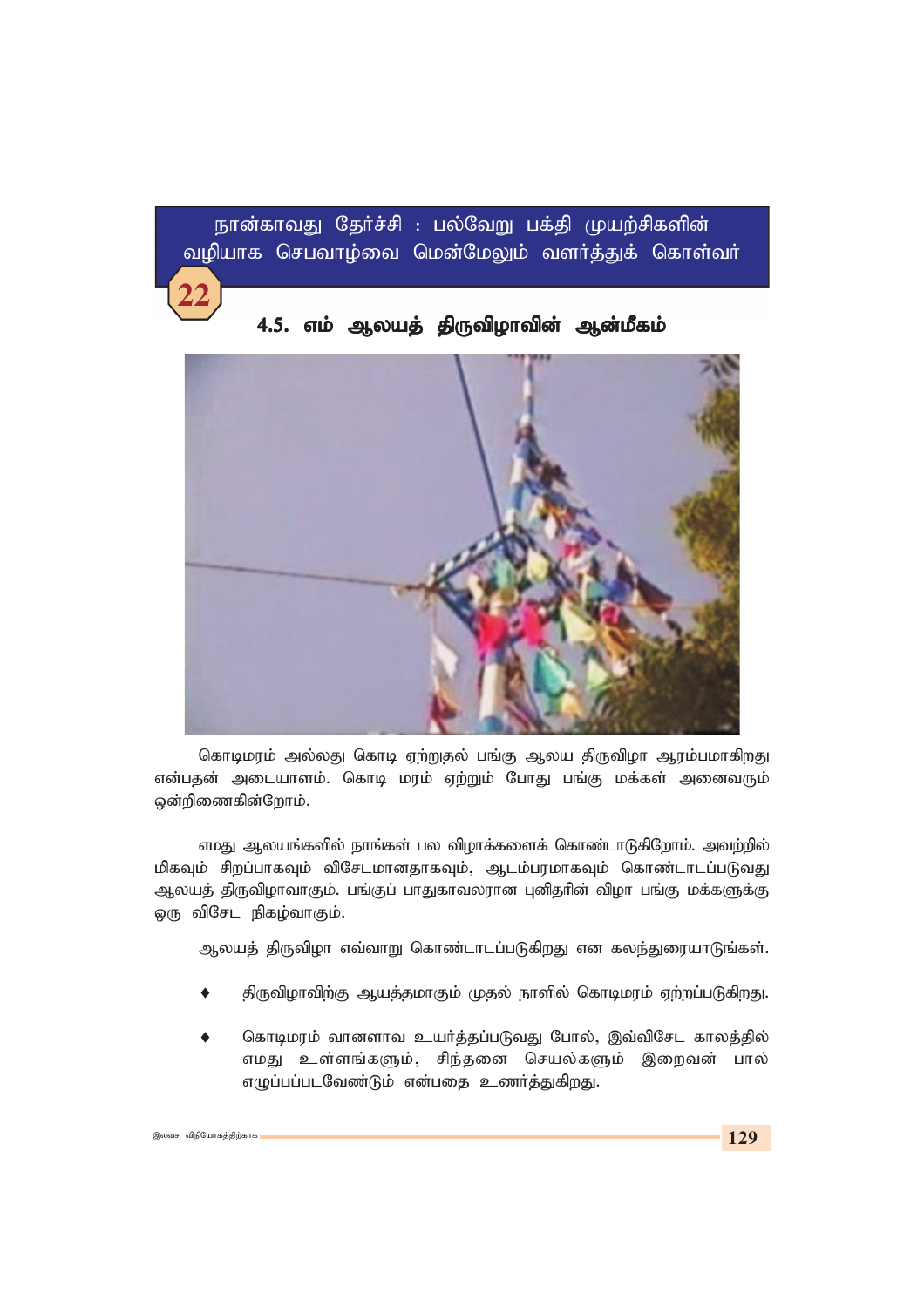நான்காவது தேர்ச்சி : பல்வேறு பக்தி முயற்சிகளின் வழியாக செபவாழ்வை மென்மேலும் வளர்த்துக் கொள்வர்

22

## 4.5. எம் ஆலயத் திருவிழாவின் ஆன்மீகம்

கொடிமரம் அல்லது கொடி ஏற்றுதல் பங்கு ஆலய திருவிழா ஆரம்பமாகிறது என்பதன் அடையாளம். கொடி மரம் ஏற்றும் போது பங்கு மக்கள் அனைவரும் ஒன்றிணைகின்றோம்.

எமது ஆலயங்களில் நாங்கள் பல விழாக்களைக் கொண்டாடுகிறோம். அவற்றில் மிகவும் சிறப்பாகவும் விசேடமானதாகவும், ஆடம்பரமாகவும் கொண்டாடப்படுவது ஆலயத் திருவிழாவாகும். பங்குப் பாதுகாவலரான புனிதரின் விழா பங்கு மக்களுக்கு ஒரு விசேட நிகழ்வாகும்.

ஆலயத் திருவிழா எவ்வாறு கொண்டாடப்படுகிறது என கலந்துரையாடுங்கள்.

- திருவிழாவிற்கு ஆயத்தமாகும் முதல் நாளில் கொடிமரம் ஏற்றப்படுகிறது.
- கொடிமரம் வானளாவ உயர்த்தப்படுவது போல், இவ்விசேட காலத்தில் எமது உள்ளங்களும், சிந்தனை செயல்களும் இறைவன் பால் எழுப்பப்படவேண்டும் என்பதை உணர்த்துகிறது.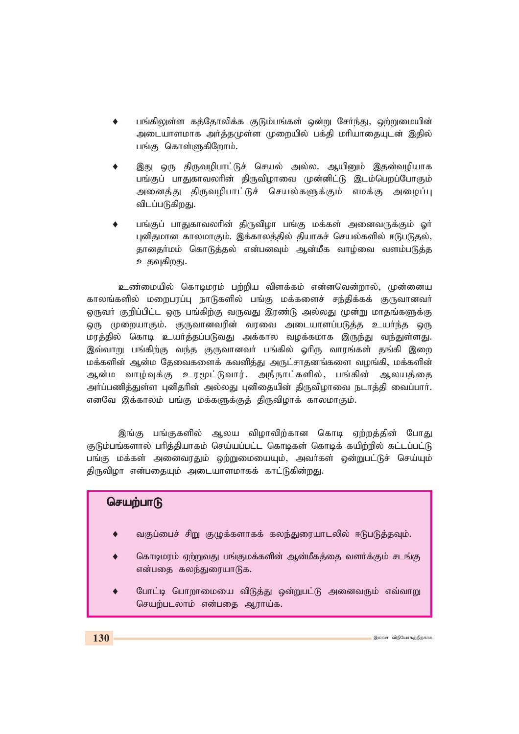- பங்கிலுள்ள கத்தோலிக்க குடும்பங்கள் ஒன்று சேர்ந்து, ஒற்றுமையின் அடையாளமாக அர்த்தமுள்ள முறையில் பக்தி மரியாதையுடன் இதில் பங்கு கொள்ளுகிறோம்.

- இது ஒரு திருவழிபாட்டுச் செயல் அல்ல. ஆயினும் இதன்வழியாக பங்குப் பாதுகாவலரின் திருவிழாவை முன்னிட்டு இடம்பெறப்போகும் அனைத்து திருவழிபாட்டுச் செயல்களுக்கும் எமக்கு அழைப்பு விடப்படுகிறது.

- பங்குப் பாதுகாவலரின் திருவிழா பங்கு மக்கள் அனைவருக்கும் ஓர் புனிதமான காலமாகும். இக்காலத்தில் தியாகச் செயல்களில் ஈடுபடுதல், தானதர்மம் கொடுத்தல் என்பனவும் ஆன்மீக வாழ்வை வளம்படுத்த உதவுகிறது.

உண்மையில் கொடிமரம் பற்றிய விளக்கம் என்னவென்றால், முன்னைய காலங்களில் மறைபரப்பு நாடுகளில் பங்கு மக்களைச் சந்திக்கக் குருவானவர் ஒருவர் குறிப்பிட்ட ஒரு பங்கிற்கு வருவது இரண்டு அல்லது மூன்று மாதங்களுக்கு ஒரு முறையாகும். குருவானவரின் வரவை அடையாளப்படுத்த உயர்ந்த ஒரு மரத்தில் கொடி உயர்த்தப்படுவது அக்கால வழக்கமாக இருந்து வந்துள்ளது. இவ்வாறு பங்கிற்கு வந்த குருவானவர் பங்கில் ஓரிரு வாரங்கள் தங்கி இறை மக்களின் ஆன்ம தேவைகளைக் கவனித்து அருட்சாதனங்களை வழங்கி, மக்களின் ஆன்ம வாழ்வுக்கு உரமூட்டுவார். அந்நாட்களில், பங்கின் ஆலயத்தை அர்ப்பணித்துள்ள புனிதரின் அல்லது புனிதையின் திருவிழாவை நடாத்தி வைப்பார். எனவே இக்காலம் பங்கு மக்களுக்குத் திருவிழாக் காலமாகும்.

இங்கு பங்குகளில் ஆலய விழாவிற்கான கொடி ஏற்றத்தின் போது குடும்பங்களால் பரித்தியாகம் செய்யப்பட்ட கொடிகள் கொடிக் கயிற்றில் கட்டப்பட்டு பங்கு மக்கள் அனைவரதும் ஒற்றுமையையும், அவர்கள் ஒன்றுபட்டுச் செய்யும் திருவிழா என்பதையும் அடையாளமாகக் காட்டுகின்றது.

### செயற்பாடு

- வகுப்பைச் சிறு குழுக்களாகக் கலந்துரையாடலில் ஈடுபடுத்தவும்.
- கொடிமரம் ஏற்றுவது பங்குமக்களின் ஆன்மீகத்தை வளர்க்கும் சடங்கு என்பதை கலந்துரையாடுக.
- போட்டி பொறாமையை விடுத்து ஒன்றுபட்டு அனைவரும் எவ்வாறு செயற்படலாம் என்பதை ஆராய்க.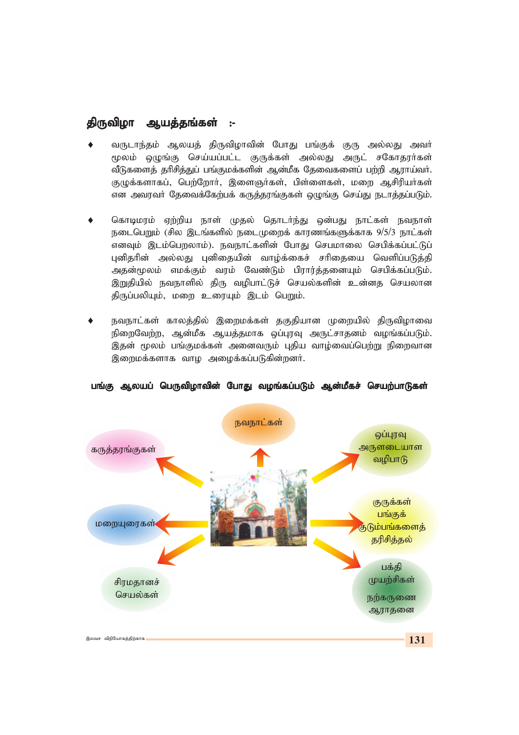## திருவிழா ஆயத்தங்கள் :-

- வருடாந்தம் ஆலயத் திருவிழாவின் போது பங்குக் குரு அல்லது அவர் மூலம் ஒழுங்கு செய்யப்பட்ட குருக்கள் அல்லது அருட் சகோதரர்கள் வீடுகளைத் தரிசித்துப் பங்குமக்களின் ஆன்மீக தேவைகளைப் பற்றி ஆராய்வர். குழுக்களாகப், பெற்றோர், இளைஞர்கள், பிள்ளைகள், மறை ஆசிரியர்கள் என அவரவர் தேவைக்கேற்பக் கருத்தரங்குகள் ஒழுங்கு செய்து நடாத்தப்படும்.

- கொடிமரம் ஏற்றிய நாள் முதல் தொடர்ந்து ஒன்பது நாட்கள் நவநாள் நடைபெறும் (சில இடங்களில் நடைமுறைக் காரணங்களுக்காக 9/5/3 நாட்கள் எனவும் இடம்பெறலாம்). நவநாட்களின் போது செபமாலை செபிக்கப்பட்டுப் புனிதரின் அல்லது புனிதையின் வாழ்க்கைச் சரிதையை வெளிப்படுத்தி அதன்மூலம் எமக்கும் வரம் வேண்டும் பிரார்த்தனையும் செபிக்கப்படும். இறுதியில் நவநாளில் திரு வழிபாட்டுச் செயல்களின் உன்னத செயலான திருப்பலியும், மறை உரையும் இடம் பெறும்.

- நவநாட்கள் காலத்தில் இறைமக்கள் தகுதியான முறையில் திருவிழாவை நிறைவேற்ற, ஆன்மீக ஆயத்தமாக ஒப்புரவு அருட்சாதனம் வழங்கப்படும். இதன் மூலம் பங்குமக்கள் அனைவரும் புதிய வாழ்வைப்பெற்று நிறைவான இறைமக்களாக வாழ அழைக்கப்படுகின்றனர்.

**பங்கு ஆலயப் பெருவிழாவின் போது வழங்கப்படும் ஆன்மீகச் செயற்பாடுகள்**

- நவநாட்கள்
- கருத்தரங்குகள்
- ஒப்புரவு அருளடையாள வழிபாடு
- மறையுரைகள்
- குருக்கள் பங்குக் குடும்பங்களைத் தரிசித்தல்
- சிரமதானச் செயல்கள்
- பக்தி முயற்சிகள் நற்கருணை ஆராதனை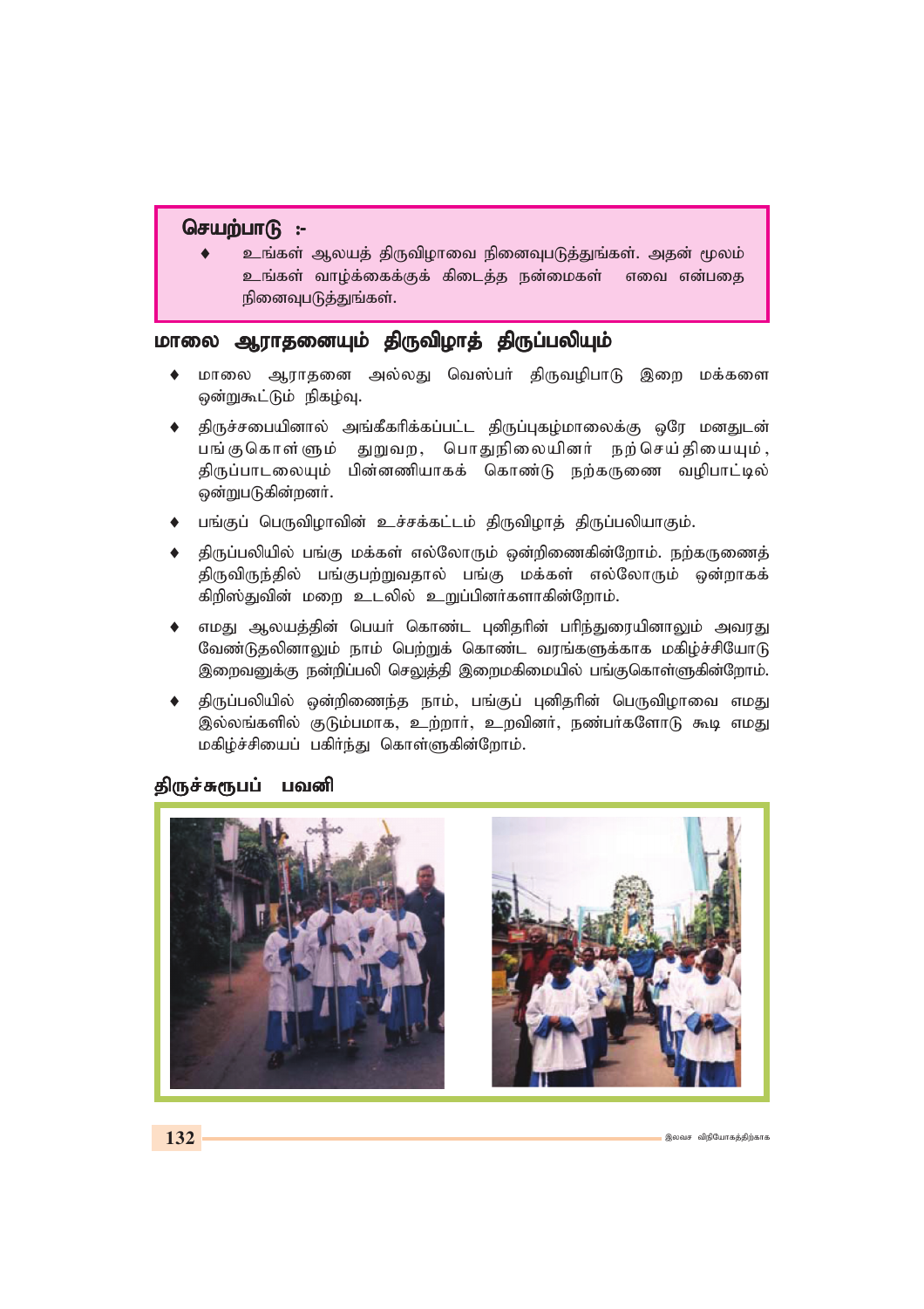**செயற்பாடு :-**

- உங்கள் ஆலயத் திருவிழாவை நினைவுபடுத்துங்கள். அதன் மூலம் உங்கள் வாழ்க்கைக்குக் கிடைத்த நன்மைகள் எவை என்பதை நினைவுபடுத்துங்கள்.

## மாலை ஆராதனையும் திருவிழாத் திருப்பலியும்

- மாலை ஆராதனை அல்லது வெஸ்பர் திருவழிபாடு இறை மக்களை ஒன்றுகூட்டும் நிகழ்வு.
- திருச்சபையினால் அங்கீகரிக்கப்பட்ட திருப்புகழ்மாலைக்கு ஒரே மனதுடன் பங்குகொள்ளும் துறுவற, பொதுநிலையினர் நற்செய்தியையும், திருப்பாடலையும் பின்னணியாகக் கொண்டு நற்கருணை வழிபாட்டில் ஒன்றுபடுகின்றனர்.
- பங்குப் பெருவிழாவின் உச்சக்கட்டம் திருவிழாத் திருப்பலியாகும்.
- திருப்பலியில் பங்கு மக்கள் எல்லோரும் ஒன்றிணைகின்றோம். நற்கருணைத் திருவிருந்தில் பங்குபற்றுவதால் பங்கு மக்கள் எல்லோரும் ஒன்றாகக் கிறிஸ்துவின் மறை உடலில் உறுப்பினர்களாகின்றோம்.
- எமது ஆலயத்தின் பெயர் கொண்ட புனிதரின் பரிந்துரையினாலும் அவரது வேண்டுதலினாலும் நாம் பெற்றுக் கொண்ட வரங்களுக்காக மகிழ்ச்சியோடு இறைவனுக்கு நன்றிப்பலி செலுத்தி இறைமகிமையில் பங்குகொள்ளுகின்றோம்.
- திருப்பலியில் ஒன்றிணைந்த நாம், பங்குப் புனிதரின் பெருவிழாவை எமது இல்லங்களில் குடும்பமாக, உற்றார், உறவினர், நண்பர்களோடு கூடி எமது மகிழ்ச்சியைப் பகிர்ந்து கொள்ளுகின்றோம்.

## திருச்சுரூபப் பவனி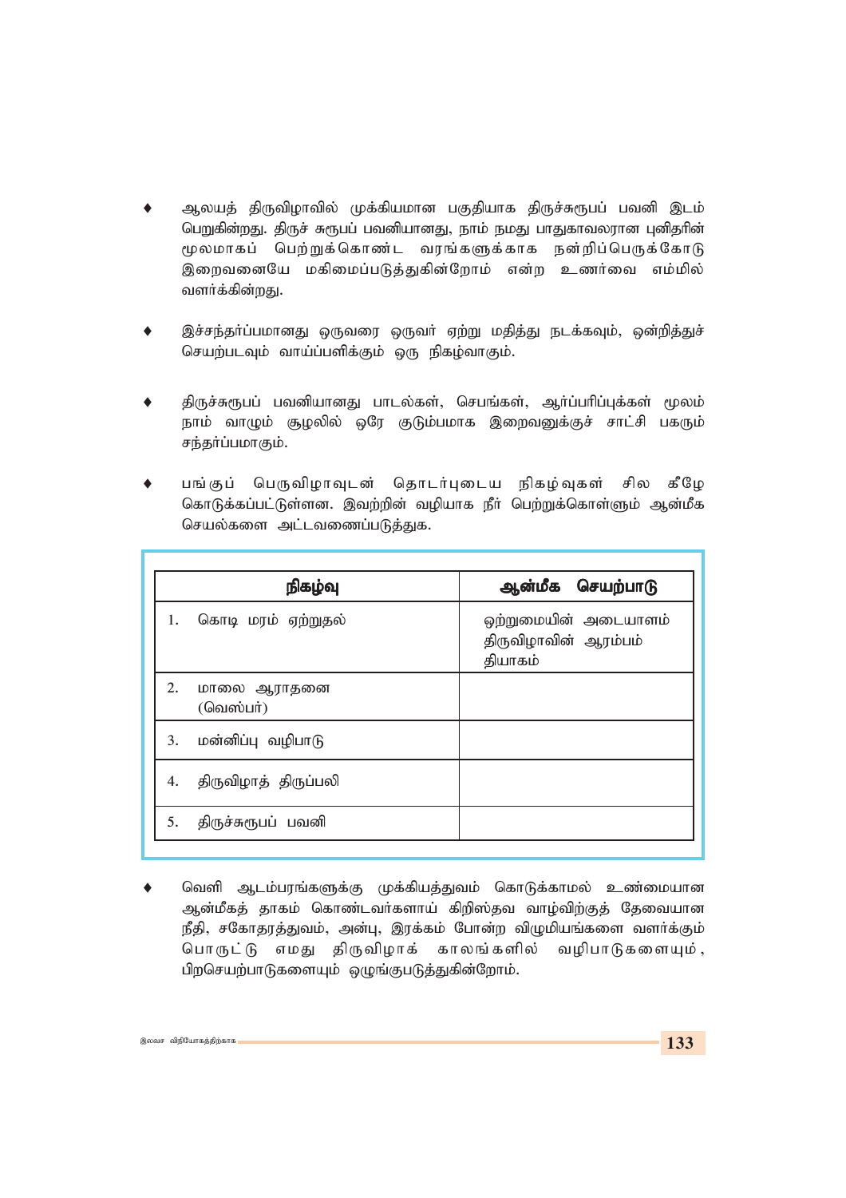- ஆலயத் திருவிழாவில் முக்கியமான பகுதியாக திருச்சுரூபப் பவனி இடம் பெறுகின்றது. திருச் சுரூபப் பவனியானது, நாம் நமது பாதுகாவலரான புனிதரின் மூலமாகப் பெற்றுக்கொண்ட வரங்களுக்காக நன்றிப்பெருக்கோடு இறைவனையே மகிமைப்படுத்துகின்றோம் என்ற உணர்வை எம்மில் வளர்க்கின்றது.

- இச்சந்தர்ப்பமானது ஒருவரை ஒருவர் ஏற்று மதித்து நடக்கவும், ஒன்றித்துச் செயற்படவும் வாய்ப்பளிக்கும் ஒரு நிகழ்வாகும்.

- திருச்சுரூபப் பவனியானது பாடல்கள், செபங்கள், ஆர்ப்பரிப்புக்கள் மூலம் நாம் வாழும் சூழலில் ஒரே குடும்பமாக இறைவனுக்குச் சாட்சி பகரும் சந்தர்ப்பமாகும்.

- பங்குப் பெருவிழாவுடன் தொடர்புடைய நிகழ்வுகள் சில கீழே கொடுக்கப்பட்டுள்ளன. இவற்றின் வழியாக நீர் பெற்றுக்கொள்ளும் ஆன்மீக செயல்களை அட்டவணைப்படுத்துக.

| நிகழ்வு | ஆன்மீக செயற்பாடு |
|---|---|
| 1. கொடி மரம் ஏற்றுதல் | ஒற்றுமையின் அடையாளம்<br>திருவிழாவின் ஆரம்பம்<br>தியாகம் |
| 2. மாலை ஆராதனை (வெஸ்பர்) | |
| 3. மன்னிப்பு வழிபாடு | |
| 4. திருவிழாத் திருப்பலி | |
| 5. திருச்சுரூபப் பவனி | |

- வெளி ஆடம்பரங்களுக்கு முக்கியத்துவம் கொடுக்காமல் உண்மையான ஆன்மீகத் தாகம் கொண்டவர்களாய் கிறிஸ்தவ வாழ்விற்குத் தேவையான நீதி, சகோதரத்துவம், அன்பு, இரக்கம் போன்ற விழுமியங்களை வளர்க்கும் பொருட்டு எமது திருவிழாக் காலங்களில் வழிபாடுகளையும், பிறசெயற்பாடுகளையும் ஒழுங்குபடுத்துகின்றோம்.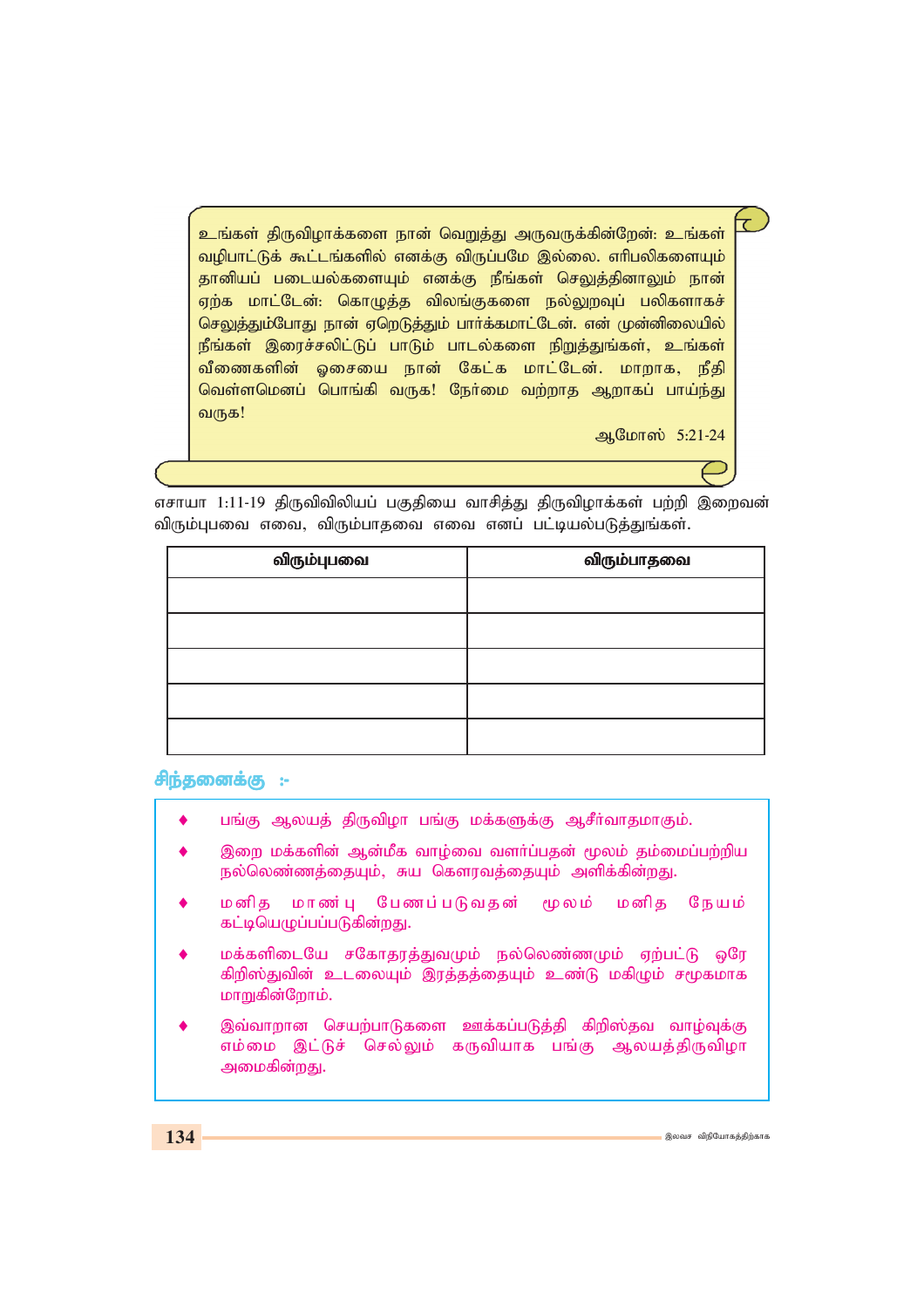> உங்கள் திருவிழாக்களை நான் வெறுத்து அருவருக்கின்றேன்: உங்கள் வழிபாட்டுக் கூட்டங்களில் எனக்கு விருப்பமே இல்லை. எரிபலிகளையும் தானியப் படையல்களையும் எனக்கு நீங்கள் செலுத்தினாலும் நான் ஏற்க மாட்டேன்: கொழுத்த விலங்குகளை நல்லுறவுப் பலிகளாகச் செலுத்தும்போது நான் ஏறெடுத்தும் பார்க்கமாட்டேன். என் முன்னிலையில் நீங்கள் இரைச்சலிட்டுப் பாடும் பாடல்களை நிறுத்துங்கள், உங்கள் வீணைகளின் ஓசையை நான் கேட்க மாட்டேன். மாறாக, நீதி வெள்ளமெனப் பொங்கி வருக! நேர்மை வற்றாத ஆறாகப் பாய்ந்து வருக!
>
> ஆமோஸ் 5:21-24

எசாயா 1:11-19 திருவிவிலியப் பகுதியை வாசித்து திருவிழாக்கள் பற்றி இறைவன் விரும்புபவை எவை, விரும்பாதவை எவை எனப் பட்டியல்படுத்துங்கள்.

| விரும்புபவை | விரும்பாதவை |
|---|---|
| | |
| | |
| | |
| | |
| | |

**சிந்தனைக்கு :-**

- பங்கு ஆலயத் திருவிழா பங்கு மக்களுக்கு ஆசீர்வாதமாகும்.
- இறை மக்களின் ஆன்மீக வாழ்வை வளர்ப்பதன் மூலம் தம்மைப்பற்றிய நல்லெண்ணத்தையும், சுய கௌரவத்தையும் அளிக்கின்றது.
- மனித மாண்பு பேணப்படுவதன் மூலம் மனித நேயம் கட்டியெழுப்பப்படுகின்றது.
- மக்களிடையே சகோதரத்துவமும் நல்லெண்ணமும் ஏற்பட்டு ஒரே கிறிஸ்துவின் உடலையும் இரத்தத்தையும் உண்டு மகிழும் சமூகமாக மாறுகின்றோம்.
- இவ்வாறான செயற்பாடுகளை ஊக்கப்படுத்தி கிறிஸ்தவ வாழ்வுக்கு எம்மை இட்டுச் செல்லும் கருவியாக பங்கு ஆலயத்திருவிழா அமைகின்றது.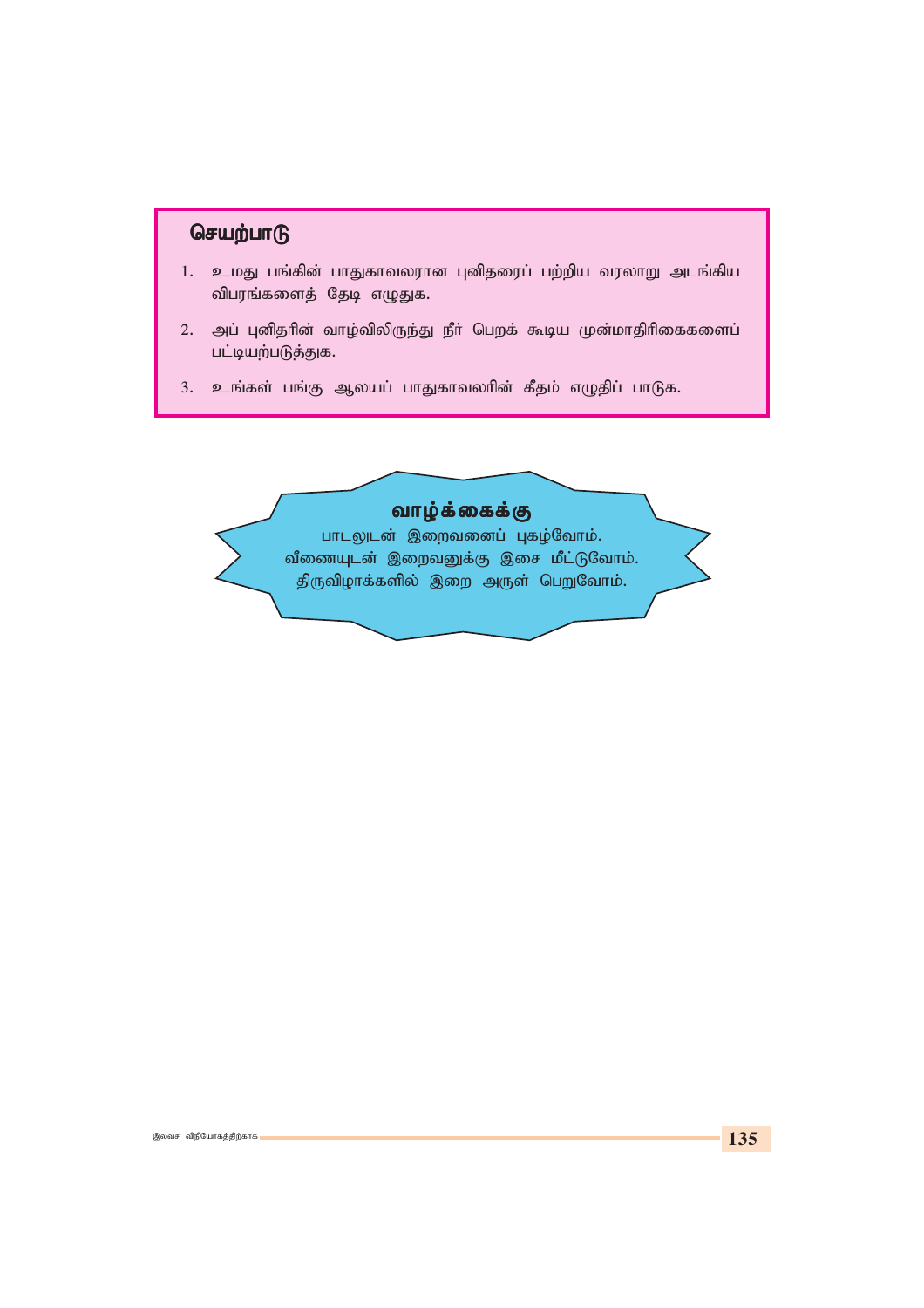## செயற்பாடு

1. உமது பங்கின் பாதுகாவலரான புனிதரைப் பற்றிய வரலாறு அடங்கிய விபரங்களைத் தேடி எழுதுக.
2. அப் புனிதரின் வாழ்விலிருந்து நீர் பெறக் கூடிய முன்மாதிரிகைகளைப் பட்டியற்படுத்துக.
3. உங்கள் பங்கு ஆலயப் பாதுகாவலரின் கீதம் எழுதிப் பாடுக.

**வாழ்க்கைக்கு**

பாடலுடன் இறைவனைப் புகழ்வோம்.
வீணையுடன் இறைவனுக்கு இசை மீட்டுவோம்.
திருவிழாக்களில் இறை அருள் பெறுவோம்.